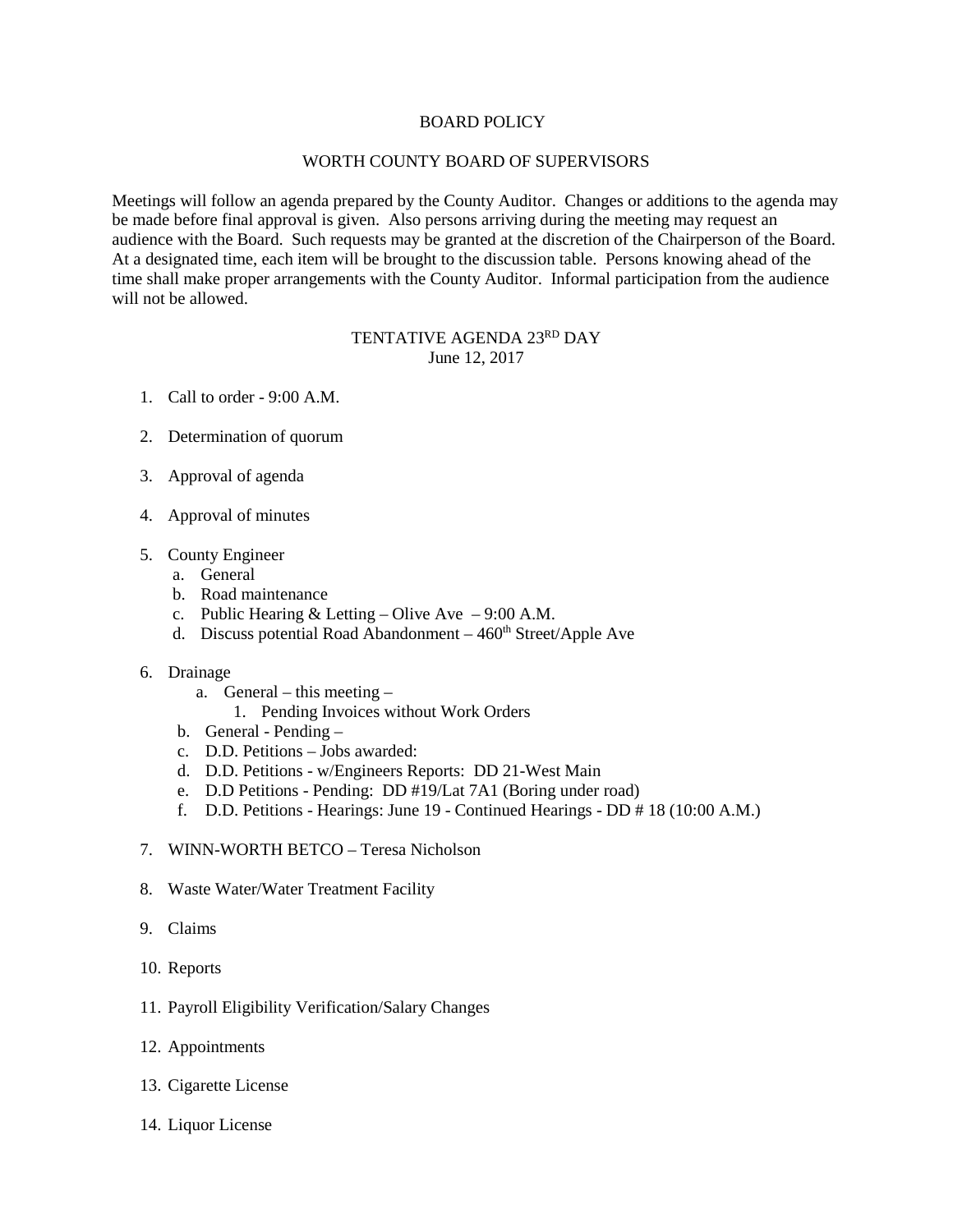# BOARD POLICY

## WORTH COUNTY BOARD OF SUPERVISORS

Meetings will follow an agenda prepared by the County Auditor. Changes or additions to the agenda may be made before final approval is given. Also persons arriving during the meeting may request an audience with the Board. Such requests may be granted at the discretion of the Chairperson of the Board. At a designated time, each item will be brought to the discussion table. Persons knowing ahead of the time shall make proper arrangements with the County Auditor. Informal participation from the audience will not be allowed.

## TENTATIVE AGENDA 23RD DAY
June 12, 2017

1. Call to order - 9:00 A.M.

2. Determination of quorum

3. Approval of agenda

4. Approval of minutes

5. County Engineer
   a. General
   b. Road maintenance
   c. Public Hearing & Letting – Olive Ave – 9:00 A.M.
   d. Discuss potential Road Abandonment – 460th Street/Apple Ave

6. Drainage
   a. General – this meeting –
      1. Pending Invoices without Work Orders
   b. General - Pending –
   c. D.D. Petitions – Jobs awarded:
   d. D.D. Petitions - w/Engineers Reports: DD 21-West Main
   e. D.D Petitions - Pending: DD #19/Lat 7A1 (Boring under road)
   f. D.D. Petitions - Hearings: June 19 - Continued Hearings - DD # 18 (10:00 A.M.)

7. WINN-WORTH BETCO – Teresa Nicholson

8. Waste Water/Water Treatment Facility

9. Claims

10. Reports

11. Payroll Eligibility Verification/Salary Changes

12. Appointments

13. Cigarette License

14. Liquor License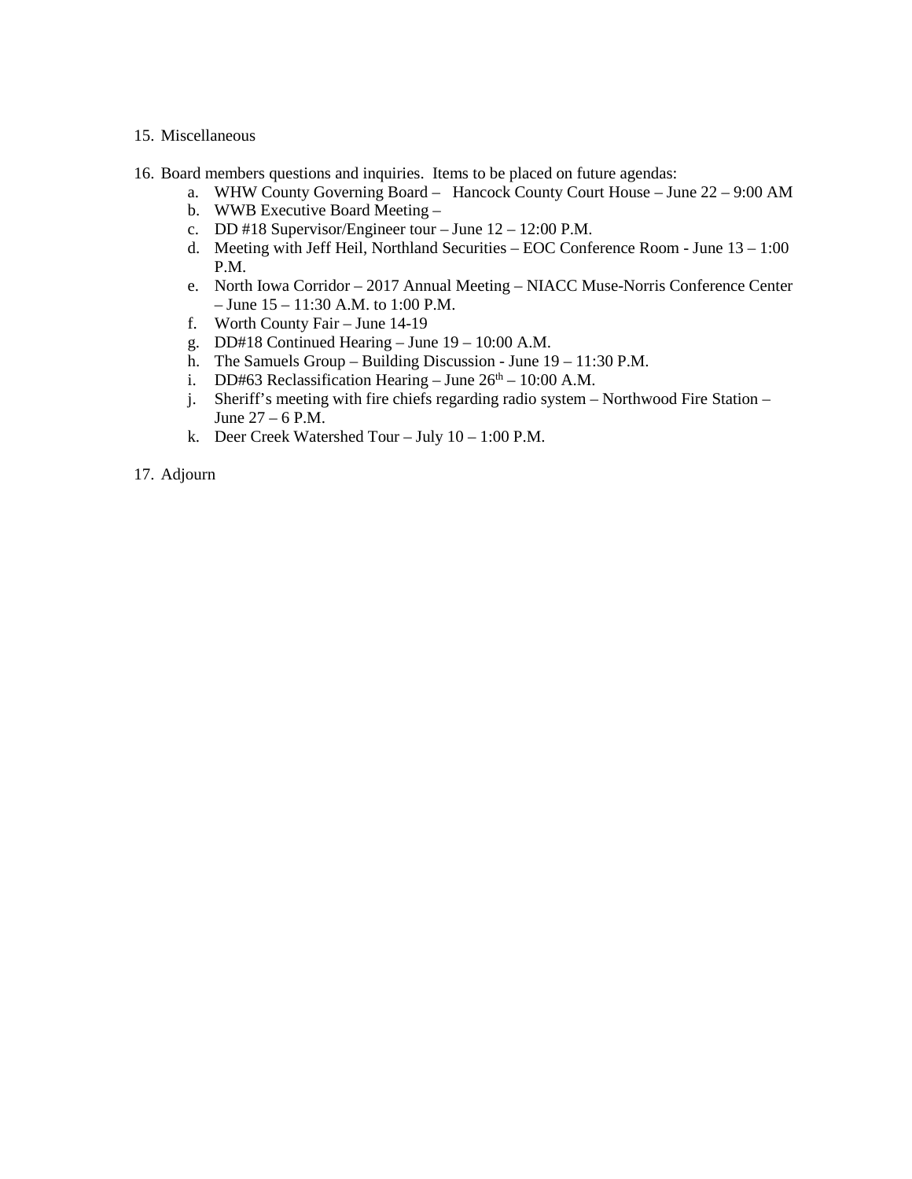15. Miscellaneous

16. Board members questions and inquiries. Items to be placed on future agendas:
    a. WHW County Governing Board – Hancock County Court House – June 22 – 9:00 AM
    b. WWB Executive Board Meeting –
    c. DD #18 Supervisor/Engineer tour – June 12 – 12:00 P.M.
    d. Meeting with Jeff Heil, Northland Securities – EOC Conference Room - June 13 – 1:00 P.M.
    e. North Iowa Corridor – 2017 Annual Meeting – NIACC Muse-Norris Conference Center – June 15 – 11:30 A.M. to 1:00 P.M.
    f. Worth County Fair – June 14-19
    g. DD#18 Continued Hearing – June 19 – 10:00 A.M.
    h. The Samuels Group – Building Discussion - June 19 – 11:30 P.M.
    i. DD#63 Reclassification Hearing – June 26th – 10:00 A.M.
    j. Sheriff's meeting with fire chiefs regarding radio system – Northwood Fire Station – June 27 – 6 P.M.
    k. Deer Creek Watershed Tour – July 10 – 1:00 P.M.

17. Adjourn